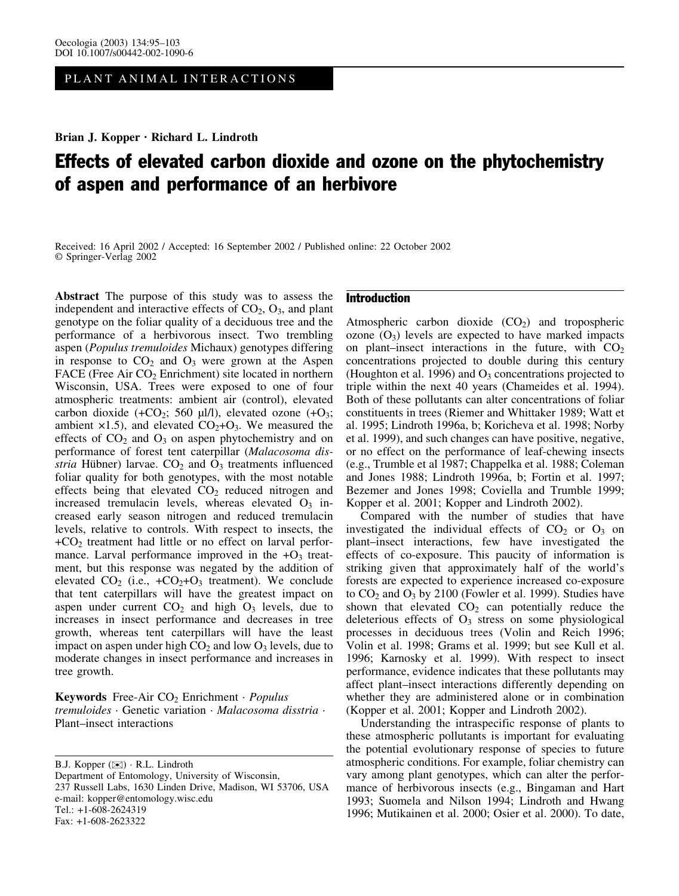PLANT ANIMAL INTERACTIONS

**Brian J. Kopper · Richard L. Lindroth**

# Effects of elevated carbon dioxide and ozone on the phytochemistry of aspen and performance of an herbivore

Received: 16 April 2002 / Accepted: 16 September 2002 / Published online: 22 October 2002
© Springer-Verlag 2002

**Abstract** The purpose of this study was to assess the independent and interactive effects of $CO_2$, $O_3$, and plant genotype on the foliar quality of a deciduous tree and the performance of a herbivorous insect. Two trembling aspen (*Populus tremuloides* Michaux) genotypes differing in response to $CO_2$ and $O_3$ were grown at the Aspen FACE (Free Air $CO_2$ Enrichment) site located in northern Wisconsin, USA. Trees were exposed to one of four atmospheric treatments: ambient air (control), elevated carbon dioxide (+$CO_2$; 560 µl/l), elevated ozone (+$O_3$; ambient ×1.5), and elevated $CO_2$+$O_3$. We measured the effects of $CO_2$ and $O_3$ on aspen phytochemistry and on performance of forest tent caterpillar (*Malacosoma disstria* Hübner) larvae. $CO_2$ and $O_3$ treatments influenced foliar quality for both genotypes, with the most notable effects being that elevated $CO_2$ reduced nitrogen and increased tremulacin levels, whereas elevated $O_3$ increased early season nitrogen and reduced tremulacin levels, relative to controls. With respect to insects, the +$CO_2$ treatment had little or no effect on larval performance. Larval performance improved in the +$O_3$ treatment, but this response was negated by the addition of elevated $CO_2$ (i.e., +$CO_2$+$O_3$ treatment). We conclude that tent caterpillars will have the greatest impact on aspen under current $CO_2$ and high $O_3$ levels, due to increases in insect performance and decreases in tree growth, whereas tent caterpillars will have the least impact on aspen under high $CO_2$ and low $O_3$ levels, due to moderate changes in insect performance and increases in tree growth.

**Keywords** Free-Air $CO_2$ Enrichment · *Populus tremuloides* · Genetic variation · *Malacosoma disstria* · Plant–insect interactions

B.J. Kopper (✉) · R.L. Lindroth
Department of Entomology, University of Wisconsin,
237 Russell Labs, 1630 Linden Drive, Madison, WI 53706, USA
e-mail: kopper@entomology.wisc.edu
Tel.: +1-608-2624319
Fax: +1-608-2623322

## Introduction

Atmospheric carbon dioxide ($CO_2$) and tropospheric ozone ($O_3$) levels are expected to have marked impacts on plant–insect interactions in the future, with $CO_2$ concentrations projected to double during this century (Houghton et al. 1996) and $O_3$ concentrations projected to triple within the next 40 years (Chameides et al. 1994). Both of these pollutants can alter concentrations of foliar constituents in trees (Riemer and Whittaker 1989; Watt et al. 1995; Lindroth 1996a, b; Koricheva et al. 1998; Norby et al. 1999), and such changes can have positive, negative, or no effect on the performance of leaf-chewing insects (e.g., Trumble et al 1987; Chappelka et al. 1988; Coleman and Jones 1988; Lindroth 1996a, b; Fortin et al. 1997; Bezemer and Jones 1998; Coviella and Trumble 1999; Kopper et al. 2001; Kopper and Lindroth 2002).

Compared with the number of studies that have investigated the individual effects of $CO_2$ or $O_3$ on plant–insect interactions, few have investigated the effects of co-exposure. This paucity of information is striking given that approximately half of the world's forests are expected to experience increased co-exposure to $CO_2$ and $O_3$ by 2100 (Fowler et al. 1999). Studies have shown that elevated $CO_2$ can potentially reduce the deleterious effects of $O_3$ stress on some physiological processes in deciduous trees (Volin and Reich 1996; Volin et al. 1998; Grams et al. 1999; but see Kull et al. 1996; Karnosky et al. 1999). With respect to insect performance, evidence indicates that these pollutants may affect plant–insect interactions differently depending on whether they are administered alone or in combination (Kopper et al. 2001; Kopper and Lindroth 2002).

Understanding the intraspecific response of plants to these atmospheric pollutants is important for evaluating the potential evolutionary response of species to future atmospheric conditions. For example, foliar chemistry can vary among plant genotypes, which can alter the performance of herbivorous insects (e.g., Bingaman and Hart 1993; Suomela and Nilson 1994; Lindroth and Hwang 1996; Mutikainen et al. 2000; Osier et al. 2000). To date,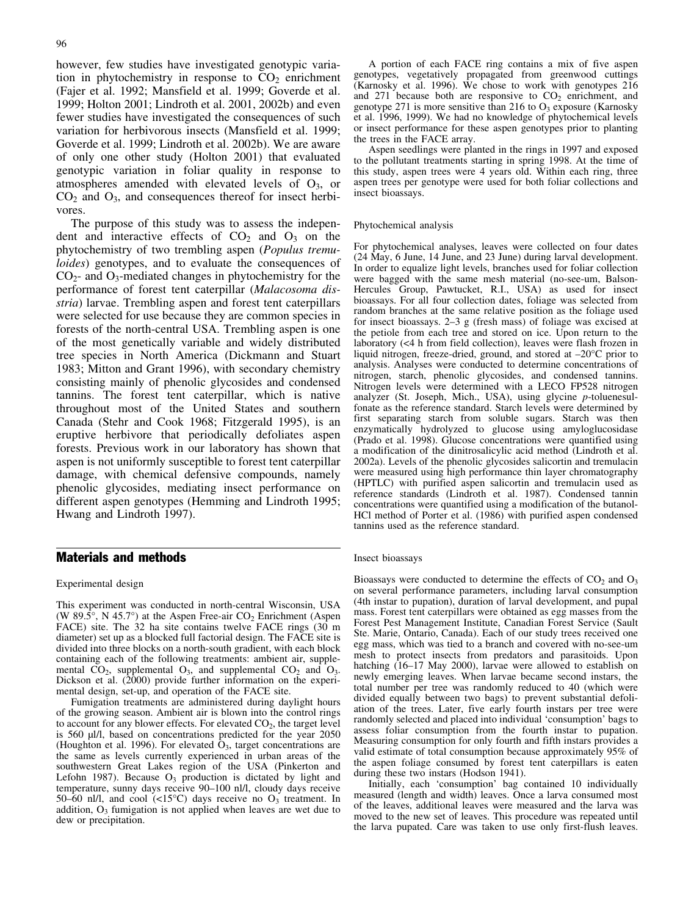however, few studies have investigated genotypic variation in phytochemistry in response to $CO_2$ enrichment (Fajer et al. 1992; Mansfield et al. 1999; Goverde et al. 1999; Holton 2001; Lindroth et al. 2001, 2002b) and even fewer studies have investigated the consequences of such variation for herbivorous insects (Mansfield et al. 1999; Goverde et al. 1999; Lindroth et al. 2002b). We are aware of only one other study (Holton 2001) that evaluated genotypic variation in foliar quality in response to atmospheres amended with elevated levels of $O_3$, or $CO_2$ and $O_3$, and consequences thereof for insect herbivores.

The purpose of this study was to assess the independent and interactive effects of $CO_2$ and $O_3$ on the phytochemistry of two trembling aspen (*Populus tremuloides*) genotypes, and to evaluate the consequences of $CO_2$- and $O_3$-mediated changes in phytochemistry for the performance of forest tent caterpillar (*Malacosoma disstria*) larvae. Trembling aspen and forest tent caterpillars were selected for use because they are common species in forests of the north-central USA. Trembling aspen is one of the most genetically variable and widely distributed tree species in North America (Dickmann and Stuart 1983; Mitton and Grant 1996), with secondary chemistry consisting mainly of phenolic glycosides and condensed tannins. The forest tent caterpillar, which is native throughout most of the United States and southern Canada (Stehr and Cook 1968; Fitzgerald 1995), is an eruptive herbivore that periodically defoliates aspen forests. Previous work in our laboratory has shown that aspen is not uniformly susceptible to forest tent caterpillar damage, with chemical defensive compounds, namely phenolic glycosides, mediating insect performance on different aspen genotypes (Hemming and Lindroth 1995; Hwang and Lindroth 1997).

## Materials and methods

### Experimental design

This experiment was conducted in north-central Wisconsin, USA (W 89.5°, N 45.7°) at the Aspen Free-air $CO_2$ Enrichment (Aspen FACE) site. The 32 ha site contains twelve FACE rings (30 m diameter) set up as a blocked full factorial design. The FACE site is divided into three blocks on a north-south gradient, with each block containing each of the following treatments: ambient air, supplemental $CO_2$, supplemental $O_3$, and supplemental $CO_2$ and $O_3$. Dickson et al. (2000) provide further information on the experimental design, set-up, and operation of the FACE site.

Fumigation treatments are administered during daylight hours of the growing season. Ambient air is blown into the control rings to account for any blower effects. For elevated $CO_2$, the target level is 560 µl/l, based on concentrations predicted for the year 2050 (Houghton et al. 1996). For elevated $O_3$, target concentrations are the same as levels currently experienced in urban areas of the southwestern Great Lakes region of the USA (Pinkerton and Lefohn 1987). Because $O_3$ production is dictated by light and temperature, sunny days receive 90–100 nl/l, cloudy days receive 50–60 nl/l, and cool (<15°C) days receive no $O_3$ treatment. In addition, $O_3$ fumigation is not applied when leaves are wet due to dew or precipitation.

A portion of each FACE ring contains a mix of five aspen genotypes, vegetatively propagated from greenwood cuttings (Karnosky et al. 1996). We chose to work with genotypes 216 and 271 because both are responsive to $CO_2$ enrichment, and genotype 271 is more sensitive than 216 to $O_3$ exposure (Karnosky et al. 1996, 1999). We had no knowledge of phytochemical levels or insect performance for these aspen genotypes prior to planting the trees in the FACE array.

Aspen seedlings were planted in the rings in 1997 and exposed to the pollutant treatments starting in spring 1998. At the time of this study, aspen trees were 4 years old. Within each ring, three aspen trees per genotype were used for both foliar collections and insect bioassays.

### Phytochemical analysis

For phytochemical analyses, leaves were collected on four dates (24 May, 6 June, 14 June, and 23 June) during larval development. In order to equalize light levels, branches used for foliar collection were bagged with the same mesh material (no-see-um, Balson-Hercules Group, Pawtucket, R.I., USA) as used for insect bioassays. For all four collection dates, foliage was selected from random branches at the same relative position as the foliage used for insect bioassays. 2–3 g (fresh mass) of foliage was excised at the petiole from each tree and stored on ice. Upon return to the laboratory (<4 h from field collection), leaves were flash frozen in liquid nitrogen, freeze-dried, ground, and stored at –20°C prior to analysis. Analyses were conducted to determine concentrations of nitrogen, starch, phenolic glycosides, and condensed tannins. Nitrogen levels were determined with a LECO FP528 nitrogen analyzer (St. Joseph, Mich., USA), using glycine *p*-toluenesulfonate as the reference standard. Starch levels were determined by first separating starch from soluble sugars. Starch was then enzymatically hydrolyzed to glucose using amyloglucosidase (Prado et al. 1998). Glucose concentrations were quantified using a modification of the dinitrosalicylic acid method (Lindroth et al. 2002a). Levels of the phenolic glycosides salicortin and tremulacin were measured using high performance thin layer chromatography (HPTLC) with purified aspen salicortin and tremulacin used as reference standards (Lindroth et al. 1987). Condensed tannin concentrations were quantified using a modification of the butanol-HCl method of Porter et al. (1986) with purified aspen condensed tannins used as the reference standard.

### Insect bioassays

Bioassays were conducted to determine the effects of $CO_2$ and $O_3$ on several performance parameters, including larval consumption (4th instar to pupation), duration of larval development, and pupal mass. Forest tent caterpillars were obtained as egg masses from the Forest Pest Management Institute, Canadian Forest Service (Sault Ste. Marie, Ontario, Canada). Each of our study trees received one egg mass, which was tied to a branch and covered with no-see-um mesh to protect insects from predators and parasitoids. Upon hatching (16–17 May 2000), larvae were allowed to establish on newly emerging leaves. When larvae became second instars, the total number per tree was randomly reduced to 40 (which were divided equally between two bags) to prevent substantial defoliation of the trees. Later, five early fourth instars per tree were randomly selected and placed into individual 'consumption' bags to assess foliar consumption from the fourth instar to pupation. Measuring consumption for only fourth and fifth instars provides a valid estimate of total consumption because approximately 95% of the aspen foliage consumed by forest tent caterpillars is eaten during these two instars (Hodson 1941).

Initially, each 'consumption' bag contained 10 individually measured (length and width) leaves. Once a larva consumed most of the leaves, additional leaves were measured and the larva was moved to the new set of leaves. This procedure was repeated until the larva pupated. Care was taken to use only first-flush leaves.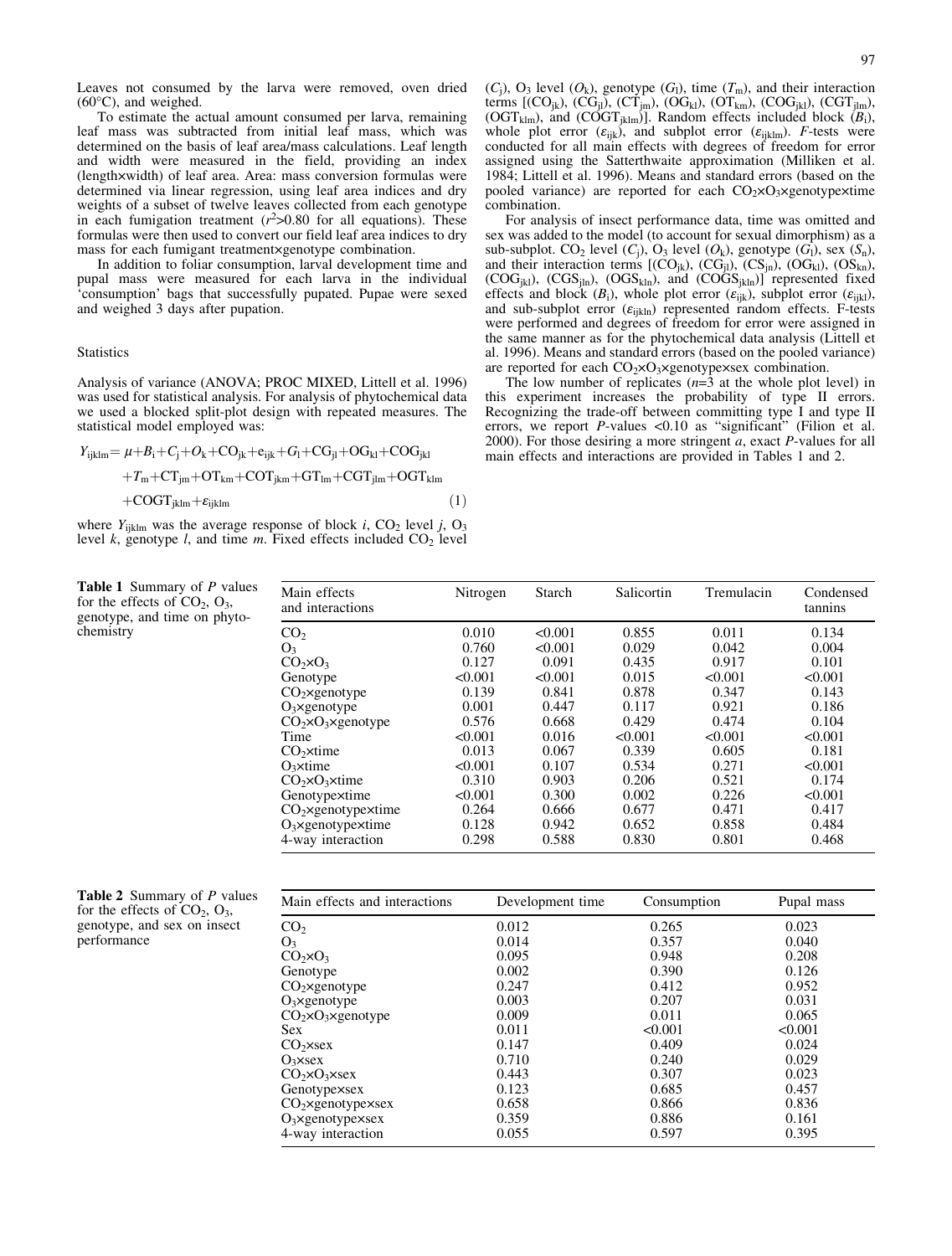Leaves not consumed by the larva were removed, oven dried (60°C), and weighed.

To estimate the actual amount consumed per larva, remaining leaf mass was subtracted from initial leaf mass, which was determined on the basis of leaf area/mass calculations. Leaf length and width were measured in the field, providing an index (length×width) of leaf area. Area: mass conversion formulas were determined via linear regression, using leaf area indices and dry weights of a subset of twelve leaves collected from each genotype in each fumigation treatment ($r^2$>0.80 for all equations). These formulas were then used to convert our field leaf area indices to dry mass for each fumigant treatment×genotype combination.

In addition to foliar consumption, larval development time and pupal mass were measured for each larva in the individual 'consumption' bags that successfully pupated. Pupae were sexed and weighed 3 days after pupation.

### Statistics

Analysis of variance (ANOVA; PROC MIXED, Littell et al. 1996) was used for statistical analysis. For analysis of phytochemical data we used a blocked split-plot design with repeated measures. The statistical model employed was:

$$Y_{ijklm} = \mu + B_i + C_j + O_k + CO_{jk} + e_{ijk} + G_l + CG_{jl} + OG_{kl} + COG_{jkl} + T_m + CT_{jm} + OT_{km} + COT_{jkm} + GT_{lm} + CGT_{jlm} + OGT_{klm} + COGT_{jklm} + \varepsilon_{ijklm} \quad (1)$$

where $Y_{ijklm}$ was the average response of block $i$, $CO_2$ level $j$, $O_3$ level $k$, genotype $l$, and time $m$. Fixed effects included $CO_2$ level ($C_j$), $O_3$ level ($O_k$), genotype ($G_l$), time ($T_m$), and their interaction terms [($CO_{jk}$), ($CG_{jl}$), ($CT_{jm}$), ($OG_{kl}$), ($OT_{km}$), ($COG_{jkl}$), ($CGT_{jlm}$), ($OGT_{klm}$), and ($COGT_{jklm}$)]. Random effects included block ($B_i$), whole plot error ($\varepsilon_{ijk}$), and subplot error ($\varepsilon_{ijklm}$). $F$-tests were conducted for all main effects with degrees of freedom for error assigned using the Satterthwaite approximation (Milliken et al. 1984; Littell et al. 1996). Means and standard errors (based on the pooled variance) are reported for each $CO_2$×$O_3$×genotype×time combination.

For analysis of insect performance data, time was omitted and sex was added to the model (to account for sexual dimorphism) as a sub-subplot. $CO_2$ level ($C_j$), $O_3$ level ($O_k$), genotype ($G_l$), sex ($S_n$), and their interaction terms [($CO_{jk}$), ($CG_{jl}$), ($CS_{jn}$), ($OG_{kl}$), ($OS_{kn}$), ($COG_{jkl}$), ($CGS_{jln}$), ($OGS_{kln}$), and ($COGS_{jkln}$)] represented fixed effects and block ($B_i$), whole plot error ($\varepsilon_{ijk}$), subplot error ($\varepsilon_{ijkl}$), and sub-subplot error ($\varepsilon_{ijkln}$) represented random effects. F-tests were performed and degrees of freedom for error were assigned in the same manner as for the phytochemical data analysis (Littell et al. 1996). Means and standard errors (based on the pooled variance) are reported for each $CO_2$×$O_3$×genotype×sex combination.

The low number of replicates ($n$=3 at the whole plot level) in this experiment increases the probability of type II errors. Recognizing the trade-off between committing type I and type II errors, we report $P$-values <0.10 as "significant" (Filion et al. 2000). For those desiring a more stringent $\alpha$, exact $P$-values for all main effects and interactions are provided in Tables 1 and 2.

**Table 1** Summary of $P$ values for the effects of $CO_2$, $O_3$, genotype, and time on phytochemistry

| Main effects and interactions | Nitrogen | Starch | Salicortin | Tremulacin | Condensed tannins |
|---|---|---|---|---|---|
| $CO_2$ | 0.010 | <0.001 | 0.855 | 0.011 | 0.134 |
| $O_3$ | 0.760 | <0.001 | 0.029 | 0.042 | 0.004 |
| $CO_2$×$O_3$ | 0.127 | 0.091 | 0.435 | 0.917 | 0.101 |
| Genotype | <0.001 | <0.001 | 0.015 | <0.001 | <0.001 |
| $CO_2$×genotype | 0.139 | 0.841 | 0.878 | 0.347 | 0.143 |
| $O_3$×genotype | 0.001 | 0.447 | 0.117 | 0.921 | 0.186 |
| $CO_2$×$O_3$×genotype | 0.576 | 0.668 | 0.429 | 0.474 | 0.104 |
| Time | <0.001 | 0.016 | <0.001 | <0.001 | <0.001 |
| $CO_2$×time | 0.013 | 0.067 | 0.339 | 0.605 | 0.181 |
| $O_3$×time | <0.001 | 0.107 | 0.534 | 0.271 | <0.001 |
| $CO_2$×$O_3$×time | 0.310 | 0.903 | 0.206 | 0.521 | 0.174 |
| Genotype×time | <0.001 | 0.300 | 0.002 | 0.226 | <0.001 |
| $CO_2$×genotype×time | 0.264 | 0.666 | 0.677 | 0.471 | 0.417 |
| $O_3$×genotype×time | 0.128 | 0.942 | 0.652 | 0.858 | 0.484 |
| 4-way interaction | 0.298 | 0.588 | 0.830 | 0.801 | 0.468 |

**Table 2** Summary of $P$ values for the effects of $CO_2$, $O_3$, genotype, and sex on insect performance

| Main effects and interactions | Development time | Consumption | Pupal mass |
|---|---|---|---|
| $CO_2$ | 0.012 | 0.265 | 0.023 |
| $O_3$ | 0.014 | 0.357 | 0.040 |
| $CO_2$×$O_3$ | 0.095 | 0.948 | 0.208 |
| Genotype | 0.002 | 0.390 | 0.126 |
| $CO_2$×genotype | 0.247 | 0.412 | 0.952 |
| $O_3$×genotype | 0.003 | 0.207 | 0.031 |
| $CO_2$×$O_3$×genotype | 0.009 | 0.011 | 0.065 |
| Sex | 0.011 | <0.001 | <0.001 |
| $CO_2$×sex | 0.147 | 0.409 | 0.024 |
| $O_3$×sex | 0.710 | 0.240 | 0.029 |
| $CO_2$×$O_3$×sex | 0.443 | 0.307 | 0.023 |
| Genotype×sex | 0.123 | 0.685 | 0.457 |
| $CO_2$×genotype×sex | 0.658 | 0.866 | 0.836 |
| $O_3$×genotype×sex | 0.359 | 0.886 | 0.161 |
| 4-way interaction | 0.055 | 0.597 | 0.395 |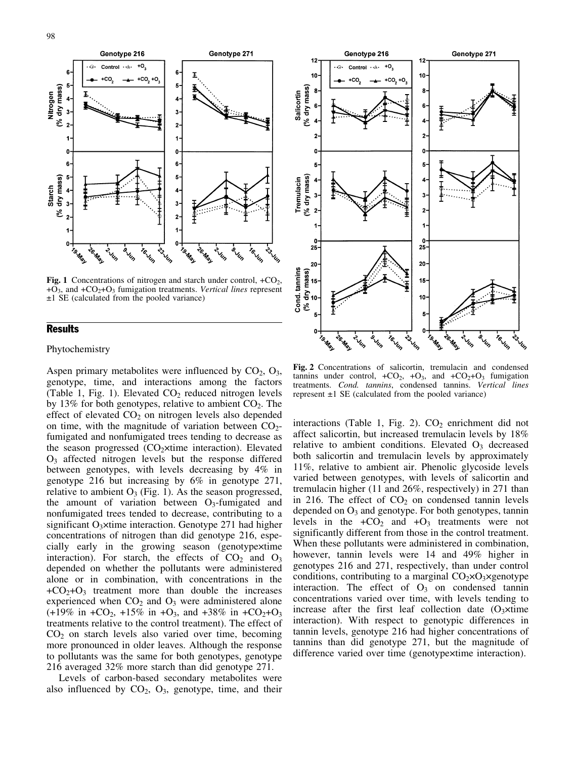Fig. 1 Concentrations of nitrogen and starch under control, $+CO_2$, $+O_3$, and $+CO_2+O_3$ fumigation treatments. *Vertical lines* represent ±1 SE (calculated from the pooled variance)

Fig. 2 Concentrations of salicortin, tremulacin and condensed tannins under control, $+CO_2$, $+O_3$, and $+CO_2+O_3$ fumigation treatments. *Cond. tannins*, condensed tannins. *Vertical lines* represent ±1 SE (calculated from the pooled variance)

## Results

### Phytochemistry

Aspen primary metabolites were influenced by $CO_2$, $O_3$, genotype, time, and interactions among the factors (Table 1, Fig. 1). Elevated $CO_2$ reduced nitrogen levels by 13% for both genotypes, relative to ambient $CO_2$. The effect of elevated $CO_2$ on nitrogen levels also depended on time, with the magnitude of variation between $CO_2$-fumigated and nonfumigated trees tending to decrease as the season progressed ($CO_2$×time interaction). Elevated $O_3$ affected nitrogen levels but the response differed between genotypes, with levels decreasing by 4% in genotype 216 but increasing by 6% in genotype 271, relative to ambient $O_3$ (Fig. 1). As the season progressed, the amount of variation between $O_3$-fumigated and nonfumigated trees tended to decrease, contributing to a significant $O_3$×time interaction. Genotype 271 had higher concentrations of nitrogen than did genotype 216, especially early in the growing season (genotype×time interaction). For starch, the effects of $CO_2$ and $O_3$ depended on whether the pollutants were administered alone or in combination, with concentrations in the $+CO_2+O_3$ treatment more than double the increases experienced when $CO_2$ and $O_3$ were administered alone (+19% in $+CO_2$, +15% in $+O_3$, and +38% in $+CO_2+O_3$ treatments relative to the control treatment). The effect of $CO_2$ on starch levels also varied over time, becoming more pronounced in older leaves. Although the response to pollutants was the same for both genotypes, genotype 216 averaged 32% more starch than did genotype 271.

Levels of carbon-based secondary metabolites were also influenced by $CO_2$, $O_3$, genotype, time, and their interactions (Table 1, Fig. 2). $CO_2$ enrichment did not affect salicortin, but increased tremulacin levels by 18% relative to ambient conditions. Elevated $O_3$ decreased both salicortin and tremulacin levels by approximately 11%, relative to ambient air. Phenolic glycoside levels varied between genotypes, with levels of salicortin and tremulacin higher (11 and 26%, respectively) in 271 than in 216. The effect of $CO_2$ on condensed tannin levels depended on $O_3$ and genotype. For both genotypes, tannin levels in the $+CO_2$ and $+O_3$ treatments were not significantly different from those in the control treatment. When these pollutants were administered in combination, however, tannin levels were 14 and 49% higher in genotypes 216 and 271, respectively, than under control conditions, contributing to a marginal $CO_2$×$O_3$×genotype interaction. The effect of $O_3$ on condensed tannin concentrations varied over time, with levels tending to increase after the first leaf collection date ($O_3$×time interaction). With respect to genotypic differences in tannin levels, genotype 216 had higher concentrations of tannins than did genotype 271, but the magnitude of difference varied over time (genotype×time interaction).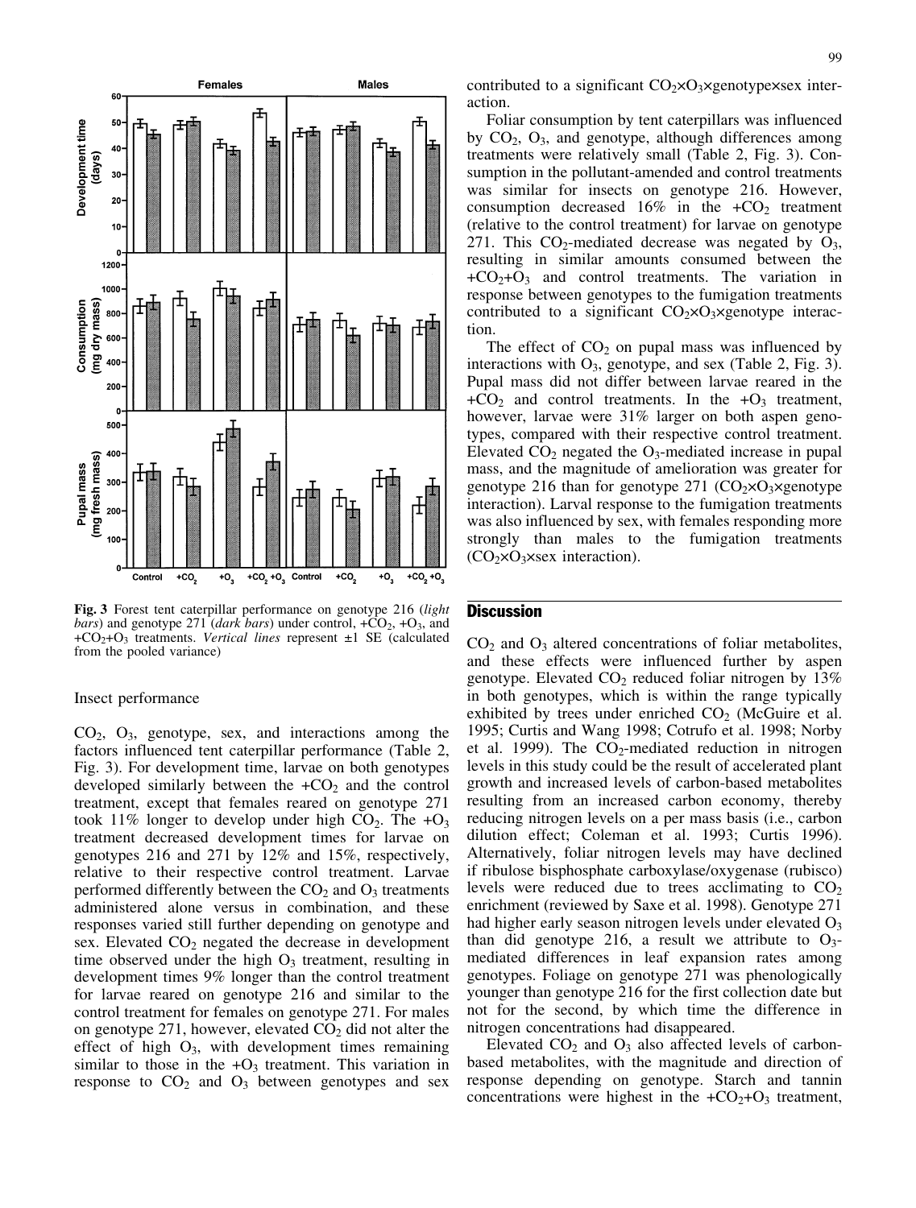**Fig. 3** Forest tent caterpillar performance on genotype 216 (*light bars*) and genotype 271 (*dark bars*) under control, $+CO_2$, $+O_3$, and $+CO_2+O_3$ treatments. *Vertical lines* represent ±1 SE (calculated from the pooled variance)

### Insect performance

$CO_2$, $O_3$, genotype, sex, and interactions among the factors influenced tent caterpillar performance (Table 2, Fig. 3). For development time, larvae on both genotypes developed similarly between the $+CO_2$ and the control treatment, except that females reared on genotype 271 took 11% longer to develop under high $CO_2$. The $+O_3$ treatment decreased development times for larvae on genotypes 216 and 271 by 12% and 15%, respectively, relative to their respective control treatment. Larvae performed differently between the $CO_2$ and $O_3$ treatments administered alone versus in combination, and these responses varied still further depending on genotype and sex. Elevated $CO_2$ negated the decrease in development time observed under the high $O_3$ treatment, resulting in development times 9% longer than the control treatment for larvae reared on genotype 216 and similar to the control treatment for females on genotype 271. For males on genotype 271, however, elevated $CO_2$ did not alter the effect of high $O_3$, with development times remaining similar to those in the $+O_3$ treatment. This variation in response to $CO_2$ and $O_3$ between genotypes and sex contributed to a significant $CO_2$×$O_3$×genotype×sex interaction.

Foliar consumption by tent caterpillars was influenced by $CO_2$, $O_3$, and genotype, although differences among treatments were relatively small (Table 2, Fig. 3). Consumption in the pollutant-amended and control treatments was similar for insects on genotype 216. However, consumption decreased 16% in the $+CO_2$ treatment (relative to the control treatment) for larvae on genotype 271. This $CO_2$-mediated decrease was negated by $O_3$, resulting in similar amounts consumed between the $+CO_2+O_3$ and control treatments. The variation in response between genotypes to the fumigation treatments contributed to a significant $CO_2$×$O_3$×genotype interaction.

The effect of $CO_2$ on pupal mass was influenced by interactions with $O_3$, genotype, and sex (Table 2, Fig. 3). Pupal mass did not differ between larvae reared in the $+CO_2$ and control treatments. In the $+O_3$ treatment, however, larvae were 31% larger on both aspen genotypes, compared with their respective control treatment. Elevated $CO_2$ negated the $O_3$-mediated increase in pupal mass, and the magnitude of amelioration was greater for genotype 216 than for genotype 271 ($CO_2$×$O_3$×genotype interaction). Larval response to the fumigation treatments was also influenced by sex, with females responding more strongly than males to the fumigation treatments ($CO_2$×$O_3$×sex interaction).

## Discussion

$CO_2$ and $O_3$ altered concentrations of foliar metabolites, and these effects were influenced further by aspen genotype. Elevated $CO_2$ reduced foliar nitrogen by 13% in both genotypes, which is within the range typically exhibited by trees under enriched $CO_2$ (McGuire et al. 1995; Curtis and Wang 1998; Cotrufo et al. 1998; Norby et al. 1999). The $CO_2$-mediated reduction in nitrogen levels in this study could be the result of accelerated plant growth and increased levels of carbon-based metabolites resulting from an increased carbon economy, thereby reducing nitrogen levels on a per mass basis (i.e., carbon dilution effect; Coleman et al. 1993; Curtis 1996). Alternatively, foliar nitrogen levels may have declined if ribulose bisphosphate carboxylase/oxygenase (rubisco) levels were reduced due to trees acclimating to $CO_2$ enrichment (reviewed by Saxe et al. 1998). Genotype 271 had higher early season nitrogen levels under elevated $O_3$ than did genotype 216, a result we attribute to $O_3$-mediated differences in leaf expansion rates among genotypes. Foliage on genotype 271 was phenologically younger than genotype 216 for the first collection date but not for the second, by which time the difference in nitrogen concentrations had disappeared.

Elevated $CO_2$ and $O_3$ also affected levels of carbon-based metabolites, with the magnitude and direction of response depending on genotype. Starch and tannin concentrations were highest in the $+CO_2+O_3$ treatment,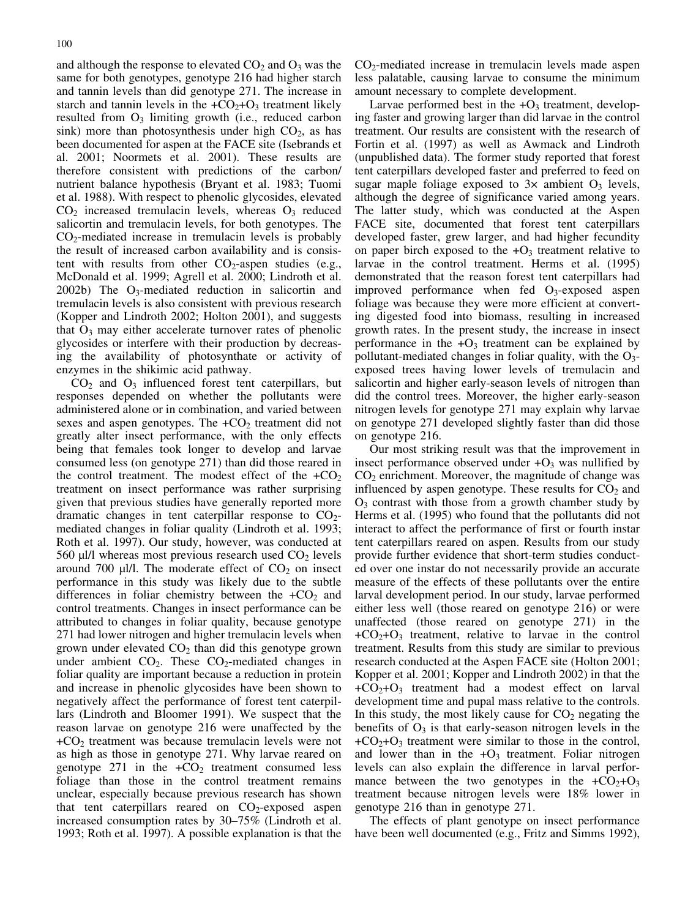and although the response to elevated $CO_2$ and $O_3$ was the same for both genotypes, genotype 216 had higher starch and tannin levels than did genotype 271. The increase in starch and tannin levels in the $+CO_2+O_3$ treatment likely resulted from $O_3$ limiting growth (i.e., reduced carbon sink) more than photosynthesis under high $CO_2$, as has been documented for aspen at the FACE site (Isebrands et al. 2001; Noormets et al. 2001). These results are therefore consistent with predictions of the carbon/nutrient balance hypothesis (Bryant et al. 1983; Tuomi et al. 1988). With respect to phenolic glycosides, elevated $CO_2$ increased tremulacin levels, whereas $O_3$ reduced salicortin and tremulacin levels, for both genotypes. The $CO_2$-mediated increase in tremulacin levels is probably the result of increased carbon availability and is consistent with results from other $CO_2$-aspen studies (e.g., McDonald et al. 1999; Agrell et al. 2000; Lindroth et al. 2002b) The $O_3$-mediated reduction in salicortin and tremulacin levels is also consistent with previous research (Kopper and Lindroth 2002; Holton 2001), and suggests that $O_3$ may either accelerate turnover rates of phenolic glycosides or interfere with their production by decreasing the availability of photosynthate or activity of enzymes in the shikimic acid pathway.

$CO_2$ and $O_3$ influenced forest tent caterpillars, but responses depended on whether the pollutants were administered alone or in combination, and varied between sexes and aspen genotypes. The $+CO_2$ treatment did not greatly alter insect performance, with the only effects being that females took longer to develop and larvae consumed less (on genotype 271) than did those reared in the control treatment. The modest effect of the $+CO_2$ treatment on insect performance was rather surprising given that previous studies have generally reported more dramatic changes in tent caterpillar response to $CO_2$-mediated changes in foliar quality (Lindroth et al. 1993; Roth et al. 1997). Our study, however, was conducted at 560 μl/l whereas most previous research used $CO_2$ levels around 700 μl/l. The moderate effect of $CO_2$ on insect performance in this study was likely due to the subtle differences in foliar chemistry between the $+CO_2$ and control treatments. Changes in insect performance can be attributed to changes in foliar quality, because genotype 271 had lower nitrogen and higher tremulacin levels when grown under elevated $CO_2$ than did this genotype grown under ambient $CO_2$. These $CO_2$-mediated changes in foliar quality are important because a reduction in protein and increase in phenolic glycosides have been shown to negatively affect the performance of forest tent caterpillars (Lindroth and Bloomer 1991). We suspect that the reason larvae on genotype 216 were unaffected by the $+CO_2$ treatment was because tremulacin levels were not as high as those in genotype 271. Why larvae reared on genotype 271 in the $+CO_2$ treatment consumed less foliage than those in the control treatment remains unclear, especially because previous research has shown that tent caterpillars reared on $CO_2$-exposed aspen increased consumption rates by 30–75% (Lindroth et al. 1993; Roth et al. 1997). A possible explanation is that the $CO_2$-mediated increase in tremulacin levels made aspen less palatable, causing larvae to consume the minimum amount necessary to complete development.

Larvae performed best in the $+O_3$ treatment, developing faster and growing larger than did larvae in the control treatment. Our results are consistent with the research of Fortin et al. (1997) as well as Awmack and Lindroth (unpublished data). The former study reported that forest tent caterpillars developed faster and preferred to feed on sugar maple foliage exposed to 3× ambient $O_3$ levels, although the degree of significance varied among years. The latter study, which was conducted at the Aspen FACE site, documented that forest tent caterpillars developed faster, grew larger, and had higher fecundity on paper birch exposed to the $+O_3$ treatment relative to larvae in the control treatment. Herms et al. (1995) demonstrated that the reason forest tent caterpillars had improved performance when fed $O_3$-exposed aspen foliage was because they were more efficient at converting digested food into biomass, resulting in increased growth rates. In the present study, the increase in insect performance in the $+O_3$ treatment can be explained by pollutant-mediated changes in foliar quality, with the $O_3$-exposed trees having lower levels of tremulacin and salicortin and higher early-season levels of nitrogen than did the control trees. Moreover, the higher early-season nitrogen levels for genotype 271 may explain why larvae on genotype 271 developed slightly faster than did those on genotype 216.

Our most striking result was that the improvement in insect performance observed under $+O_3$ was nullified by $CO_2$ enrichment. Moreover, the magnitude of change was influenced by aspen genotype. These results for $CO_2$ and $O_3$ contrast with those from a growth chamber study by Herms et al. (1995) who found that the pollutants did not interact to affect the performance of first or fourth instar tent caterpillars reared on aspen. Results from our study provide further evidence that short-term studies conducted over one instar do not necessarily provide an accurate measure of the effects of these pollutants over the entire larval development period. In our study, larvae performed either less well (those reared on genotype 216) or were unaffected (those reared on genotype 271) in the $+CO_2+O_3$ treatment, relative to larvae in the control treatment. Results from this study are similar to previous research conducted at the Aspen FACE site (Holton 2001; Kopper et al. 2001; Kopper and Lindroth 2002) in that the $+CO_2+O_3$ treatment had a modest effect on larval development time and pupal mass relative to the controls. In this study, the most likely cause for $CO_2$ negating the benefits of $O_3$ is that early-season nitrogen levels in the $+CO_2+O_3$ treatment were similar to those in the control, and lower than in the $+O_3$ treatment. Foliar nitrogen levels can also explain the difference in larval performance between the two genotypes in the $+CO_2+O_3$ treatment because nitrogen levels were 18% lower in genotype 216 than in genotype 271.

The effects of plant genotype on insect performance have been well documented (e.g., Fritz and Simms 1992),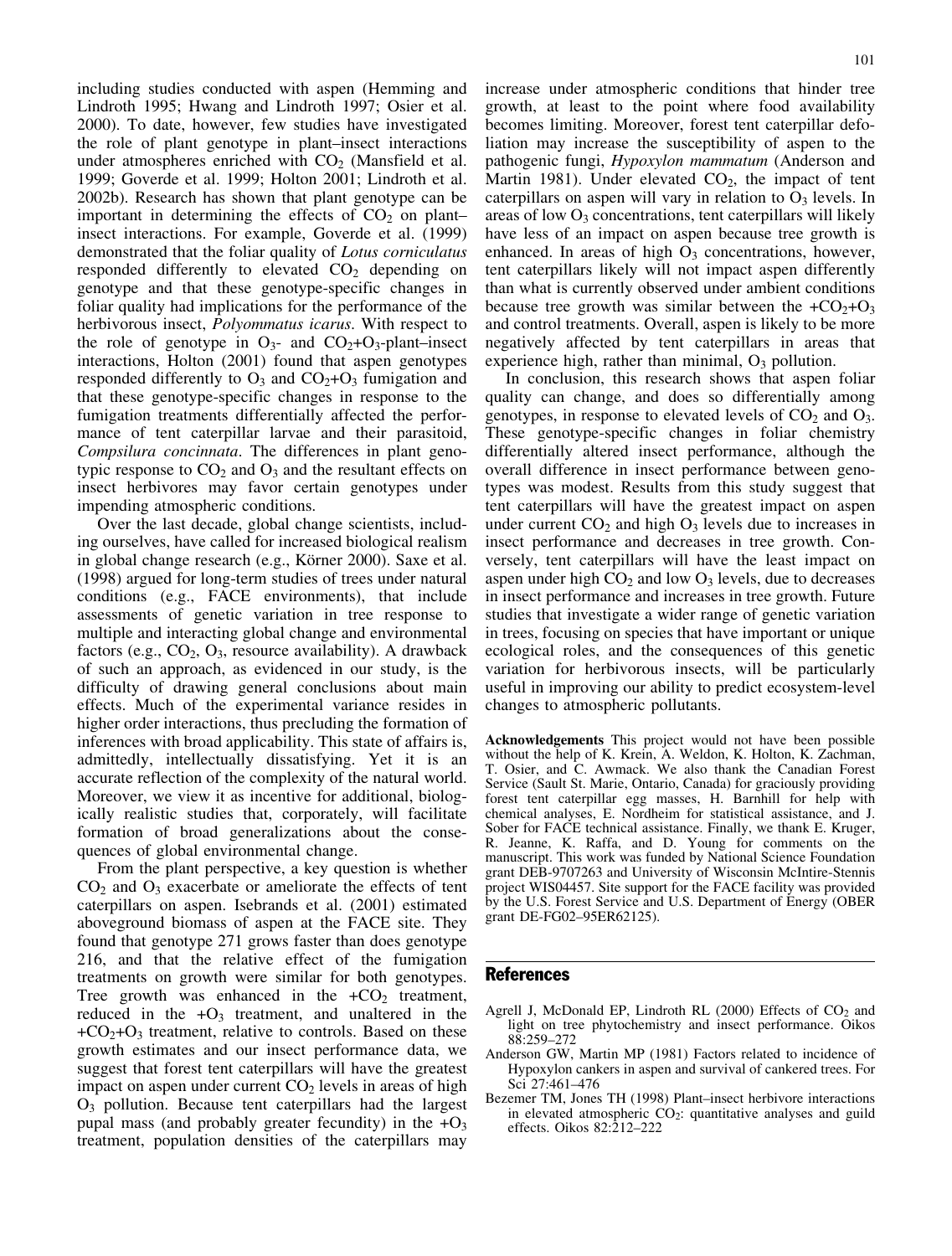including studies conducted with aspen (Hemming and Lindroth 1995; Hwang and Lindroth 1997; Osier et al. 2000). To date, however, few studies have investigated the role of plant genotype in plant–insect interactions under atmospheres enriched with $CO_2$ (Mansfield et al. 1999; Goverde et al. 1999; Holton 2001; Lindroth et al. 2002b). Research has shown that plant genotype can be important in determining the effects of $CO_2$ on plant–insect interactions. For example, Goverde et al. (1999) demonstrated that the foliar quality of *Lotus corniculatus* responded differently to elevated $CO_2$ depending on genotype and that these genotype-specific changes in foliar quality had implications for the performance of the herbivorous insect, *Polyommatus icarus*. With respect to the role of genotype in $O_3$- and $CO_2$+$O_3$-plant–insect interactions, Holton (2001) found that aspen genotypes responded differently to $O_3$ and $CO_2$+$O_3$ fumigation and that these genotype-specific changes in response to the fumigation treatments differentially affected the performance of tent caterpillar larvae and their parasitoid, *Compsilura concinnata*. The differences in plant genotypic response to $CO_2$ and $O_3$ and the resultant effects on insect herbivores may favor certain genotypes under impending atmospheric conditions.

Over the last decade, global change scientists, including ourselves, have called for increased biological realism in global change research (e.g., Körner 2000). Saxe et al. (1998) argued for long-term studies of trees under natural conditions (e.g., FACE environments), that include assessments of genetic variation in tree response to multiple and interacting global change and environmental factors (e.g., $CO_2$, $O_3$, resource availability). A drawback of such an approach, as evidenced in our study, is the difficulty of drawing general conclusions about main effects. Much of the experimental variance resides in higher order interactions, thus precluding the formation of inferences with broad applicability. This state of affairs is, admittedly, intellectually dissatisfying. Yet it is an accurate reflection of the complexity of the natural world. Moreover, we view it as incentive for additional, biologically realistic studies that, corporately, will facilitate formation of broad generalizations about the consequences of global environmental change.

From the plant perspective, a key question is whether $CO_2$ and $O_3$ exacerbate or ameliorate the effects of tent caterpillars on aspen. Isebrands et al. (2001) estimated aboveground biomass of aspen at the FACE site. They found that genotype 271 grows faster than does genotype 216, and that the relative effect of the fumigation treatments on growth were similar for both genotypes. Tree growth was enhanced in the +$CO_2$ treatment, reduced in the +$O_3$ treatment, and unaltered in the +$CO_2$+$O_3$ treatment, relative to controls. Based on these growth estimates and our insect performance data, we suggest that forest tent caterpillars will have the greatest impact on aspen under current $CO_2$ levels in areas of high $O_3$ pollution. Because tent caterpillars had the largest pupal mass (and probably greater fecundity) in the +$O_3$ treatment, population densities of the caterpillars may increase under atmospheric conditions that hinder tree growth, at least to the point where food availability becomes limiting. Moreover, forest tent caterpillar defoliation may increase the susceptibility of aspen to the pathogenic fungi, *Hypoxylon mammatum* (Anderson and Martin 1981). Under elevated $CO_2$, the impact of tent caterpillars on aspen will vary in relation to $O_3$ levels. In areas of low $O_3$ concentrations, tent caterpillars will likely have less of an impact on aspen because tree growth is enhanced. In areas of high $O_3$ concentrations, however, tent caterpillars likely will not impact aspen differently than what is currently observed under ambient conditions because tree growth was similar between the +$CO_2$+$O_3$ and control treatments. Overall, aspen is likely to be more negatively affected by tent caterpillars in areas that experience high, rather than minimal, $O_3$ pollution.

In conclusion, this research shows that aspen foliar quality can change, and does so differentially among genotypes, in response to elevated levels of $CO_2$ and $O_3$. These genotype-specific changes in foliar chemistry differentially altered insect performance, although the overall difference in insect performance between genotypes was modest. Results from this study suggest that tent caterpillars will have the greatest impact on aspen under current $CO_2$ and high $O_3$ levels due to increases in insect performance and decreases in tree growth. Conversely, tent caterpillars will have the least impact on aspen under high $CO_2$ and low $O_3$ levels, due to decreases in insect performance and increases in tree growth. Future studies that investigate a wider range of genetic variation in trees, focusing on species that have important or unique ecological roles, and the consequences of this genetic variation for herbivorous insects, will be particularly useful in improving our ability to predict ecosystem-level changes to atmospheric pollutants.

**Acknowledgements** This project would not have been possible without the help of K. Krein, A. Weldon, K. Holton, K. Zachman, T. Osier, and C. Awmack. We also thank the Canadian Forest Service (Sault St. Marie, Ontario, Canada) for graciously providing forest tent caterpillar egg masses, H. Barnhill for help with chemical analyses, E. Nordheim for statistical assistance, and J. Sober for FACE technical assistance. Finally, we thank E. Kruger, R. Jeanne, K. Raffa, and D. Young for comments on the manuscript. This work was funded by National Science Foundation grant DEB-9707263 and University of Wisconsin McIntire-Stennis project WIS04457. Site support for the FACE facility was provided by the U.S. Forest Service and U.S. Department of Energy (OBER grant DE-FG02–95ER62125).

## References

Agrell J, McDonald EP, Lindroth RL (2000) Effects of $CO_2$ and light on tree phytochemistry and insect performance. Oikos 88:259–272

Anderson GW, Martin MP (1981) Factors related to incidence of Hypoxylon cankers in aspen and survival of cankered trees. For Sci 27:461–476

Bezemer TM, Jones TH (1998) Plant–insect herbivore interactions in elevated atmospheric $CO_2$: quantitative analyses and guild effects. Oikos 82:212–222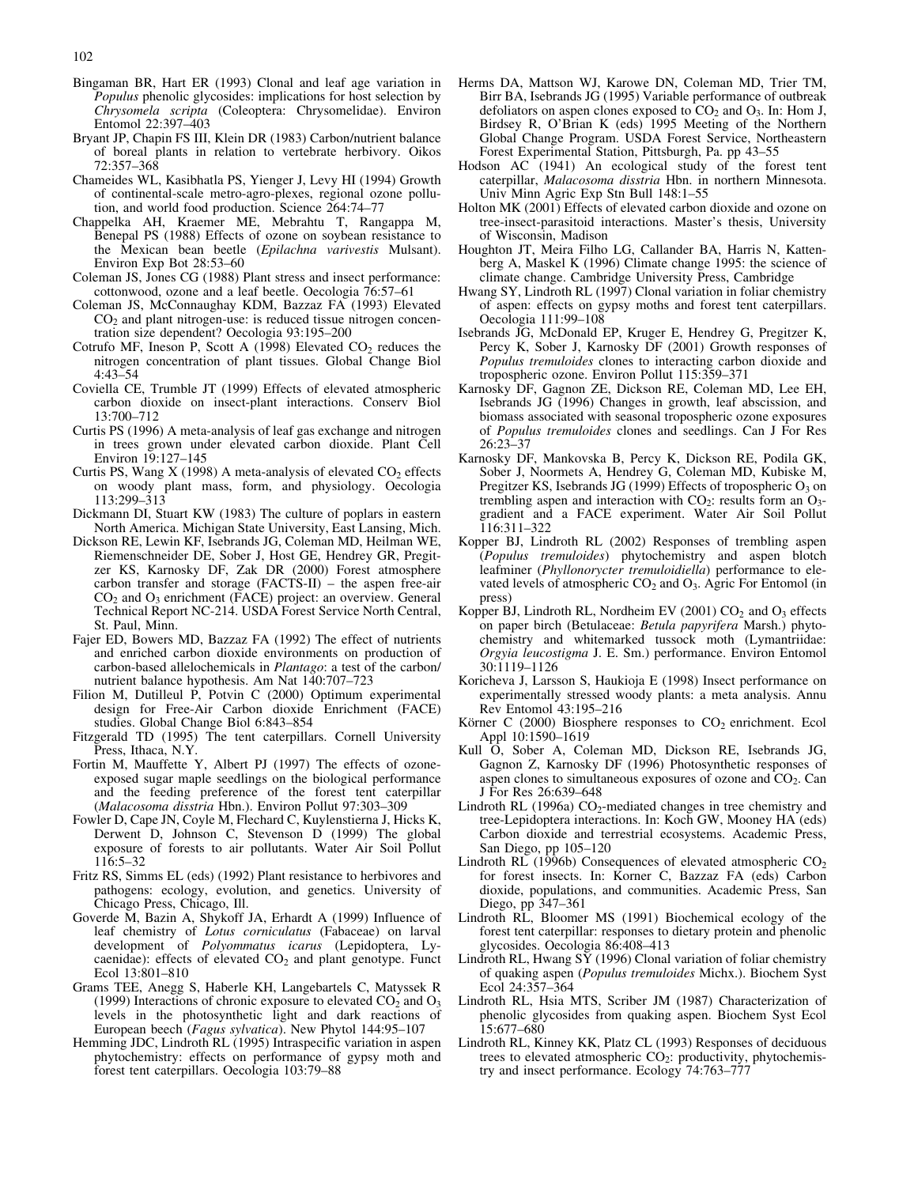Bingaman BR, Hart ER (1993) Clonal and leaf age variation in *Populus* phenolic glycosides: implications for host selection by *Chrysomela scripta* (Coleoptera: Chrysomelidae). Environ Entomol 22:397–403

Bryant JP, Chapin FS III, Klein DR (1983) Carbon/nutrient balance of boreal plants in relation to vertebrate herbivory. Oikos 72:357–368

Chameides WL, Kasibhatla PS, Yienger J, Levy HI (1994) Growth of continental-scale metro-agro-plexes, regional ozone pollution, and world food production. Science 264:74–77

Chappelka AH, Kraemer ME, Mebrahtu T, Rangappa M, Benepal PS (1988) Effects of ozone on soybean resistance to the Mexican bean beetle (*Epilachna varivestis* Mulsant). Environ Exp Bot 28:53–60

Coleman JS, Jones CG (1988) Plant stress and insect performance: cottonwood, ozone and a leaf beetle. Oecologia 76:57–61

Coleman JS, McConnaughay KDM, Bazzaz FA (1993) Elevated $CO_2$ and plant nitrogen-use: is reduced tissue nitrogen concentration size dependent? Oecologia 93:195–200

Cotrufo MF, Ineson P, Scott A (1998) Elevated $CO_2$ reduces the nitrogen concentration of plant tissues. Global Change Biol 4:43–54

Coviella CE, Trumble JT (1999) Effects of elevated atmospheric carbon dioxide on insect-plant interactions. Conserv Biol 13:700–712

Curtis PS (1996) A meta-analysis of leaf gas exchange and nitrogen in trees grown under elevated carbon dioxide. Plant Cell Environ 19:127–145

Curtis PS, Wang X (1998) A meta-analysis of elevated $CO_2$ effects on woody plant mass, form, and physiology. Oecologia 113:299–313

Dickmann DI, Stuart KW (1983) The culture of poplars in eastern North America. Michigan State University, East Lansing, Mich.

Dickson RE, Lewin KF, Isebrands JG, Coleman MD, Heilman WE, Riemenschneider DE, Sober J, Host GE, Hendrey GR, Pregitzer KS, Karnosky DF, Zak DR (2000) Forest atmosphere carbon transfer and storage (FACTS-II) – the aspen free-air $CO_2$ and $O_3$ enrichment (FACE) project: an overview. General Technical Report NC-214. USDA Forest Service North Central, St. Paul, Minn.

Fajer ED, Bowers MD, Bazzaz FA (1992) The effect of nutrients and enriched carbon dioxide environments on production of carbon-based allelochemicals in *Plantago*: a test of the carbon/nutrient balance hypothesis. Am Nat 140:707–723

Filion M, Dutilleul P, Potvin C (2000) Optimum experimental design for Free-Air Carbon dioxide Enrichment (FACE) studies. Global Change Biol 6:843–854

Fitzgerald TD (1995) The tent caterpillars. Cornell University Press, Ithaca, N.Y.

Fortin M, Mauffette Y, Albert PJ (1997) The effects of ozone-exposed sugar maple seedlings on the biological performance and the feeding preference of the forest tent caterpillar (*Malacosoma disstria* Hbn.). Environ Pollut 97:303–309

Fowler D, Cape JN, Coyle M, Flechard C, Kuylenstierna J, Hicks K, Derwent D, Johnson C, Stevenson D (1999) The global exposure of forests to air pollutants. Water Air Soil Pollut 116:5–32

Fritz RS, Simms EL (eds) (1992) Plant resistance to herbivores and pathogens: ecology, evolution, and genetics. University of Chicago Press, Chicago, Ill.

Goverde M, Bazin A, Shykoff JA, Erhardt A (1999) Influence of leaf chemistry of *Lotus corniculatus* (Fabaceae) on larval development of *Polyommatus icarus* (Lepidoptera, Lycaenidae): effects of elevated $CO_2$ and plant genotype. Funct Ecol 13:801–810

Grams TEE, Anegg S, Haberle KH, Langebartels C, Matyssek R (1999) Interactions of chronic exposure to elevated $CO_2$ and $O_3$ levels in the photosynthetic light and dark reactions of European beech (*Fagus sylvatica*). New Phytol 144:95–107

Hemming JDC, Lindroth RL (1995) Intraspecific variation in aspen phytochemistry: effects on performance of gypsy moth and forest tent caterpillars. Oecologia 103:79–88

Herms DA, Mattson WJ, Karowe DN, Coleman MD, Trier TM, Birr BA, Isebrands JG (1995) Variable performance of outbreak defoliators on aspen clones exposed to $CO_2$ and $O_3$. In: Hom J, Birdsey R, O'Brian K (eds) 1995 Meeting of the Northern Global Change Program. USDA Forest Service, Northeastern Forest Experimental Station, Pittsburgh, Pa. pp 43–55

Hodson AC (1941) An ecological study of the forest tent caterpillar, *Malacosoma disstria* Hbn. in northern Minnesota. Univ Minn Agric Exp Stn Bull 148:1–55

Holton MK (2001) Effects of elevated carbon dioxide and ozone on tree-insect-parasitoid interactions. Master's thesis, University of Wisconsin, Madison

Houghton JT, Meira Filho LG, Callander BA, Harris N, Kattenberg A, Maskel K (1996) Climate change 1995: the science of climate change. Cambridge University Press, Cambridge

Hwang SY, Lindroth RL (1997) Clonal variation in foliar chemistry of aspen: effects on gypsy moths and forest tent caterpillars. Oecologia 111:99–108

Isebrands JG, McDonald EP, Kruger E, Hendrey G, Pregitzer K, Percy K, Sober J, Karnosky DF (2001) Growth responses of *Populus tremuloides* clones to interacting carbon dioxide and tropospheric ozone. Environ Pollut 115:359–371

Karnosky DF, Gagnon ZE, Dickson RE, Coleman MD, Lee EH, Isebrands JG (1996) Changes in growth, leaf abscission, and biomass associated with seasonal tropospheric ozone exposures of *Populus tremuloides* clones and seedlings. Can J For Res 26:23–37

Karnosky DF, Mankovska B, Percy K, Dickson RE, Podila GK, Sober J, Noormets A, Hendrey G, Coleman MD, Kubiske M, Pregitzer KS, Isebrands JG (1999) Effects of tropospheric $O_3$ on trembling aspen and interaction with $CO_2$: results form an $O_3$-gradient and a FACE experiment. Water Air Soil Pollut 116:311–322

Kopper BJ, Lindroth RL (2002) Responses of trembling aspen (*Populus tremuloides*) phytochemistry and aspen blotch leafminer (*Phyllonorycter tremuloidiella*) performance to elevated levels of atmospheric $CO_2$ and $O_3$. Agric For Entomol (in press)

Kopper BJ, Lindroth RL, Nordheim EV (2001) $CO_2$ and $O_3$ effects on paper birch (Betulaceae: *Betula papyrifera* Marsh.) phytochemistry and whitemarked tussock moth (Lymantriidae: *Orgyia leucostigma* J. E. Sm.) performance. Environ Entomol 30:1119–1126

Koricheva J, Larsson S, Haukioja E (1998) Insect performance on experimentally stressed woody plants: a meta analysis. Annu Rev Entomol 43:195–216

Körner C (2000) Biosphere responses to $CO_2$ enrichment. Ecol Appl 10:1590–1619

Kull O, Sober A, Coleman MD, Dickson RE, Isebrands JG, Gagnon Z, Karnosky DF (1996) Photosynthetic responses of aspen clones to simultaneous exposures of ozone and $CO_2$. Can J For Res 26:639–648

Lindroth RL (1996a) $CO_2$-mediated changes in tree chemistry and tree-Lepidoptera interactions. In: Koch GW, Mooney HA (eds) Carbon dioxide and terrestrial ecosystems. Academic Press, San Diego, pp 105–120

Lindroth RL (1996b) Consequences of elevated atmospheric $CO_2$ for forest insects. In: Korner C, Bazzaz FA (eds) Carbon dioxide, populations, and communities. Academic Press, San Diego, pp 347–361

Lindroth RL, Bloomer MS (1991) Biochemical ecology of the forest tent caterpillar: responses to dietary protein and phenolic glycosides. Oecologia 86:408–413

Lindroth RL, Hwang SY (1996) Clonal variation of foliar chemistry of quaking aspen (*Populus tremuloides* Michx.). Biochem Syst Ecol 24:357–364

Lindroth RL, Hsia MTS, Scriber JM (1987) Characterization of phenolic glycosides from quaking aspen. Biochem Syst Ecol 15:677–680

Lindroth RL, Kinney KK, Platz CL (1993) Responses of deciduous trees to elevated atmospheric $CO_2$: productivity, phytochemistry and insect performance. Ecology 74:763–777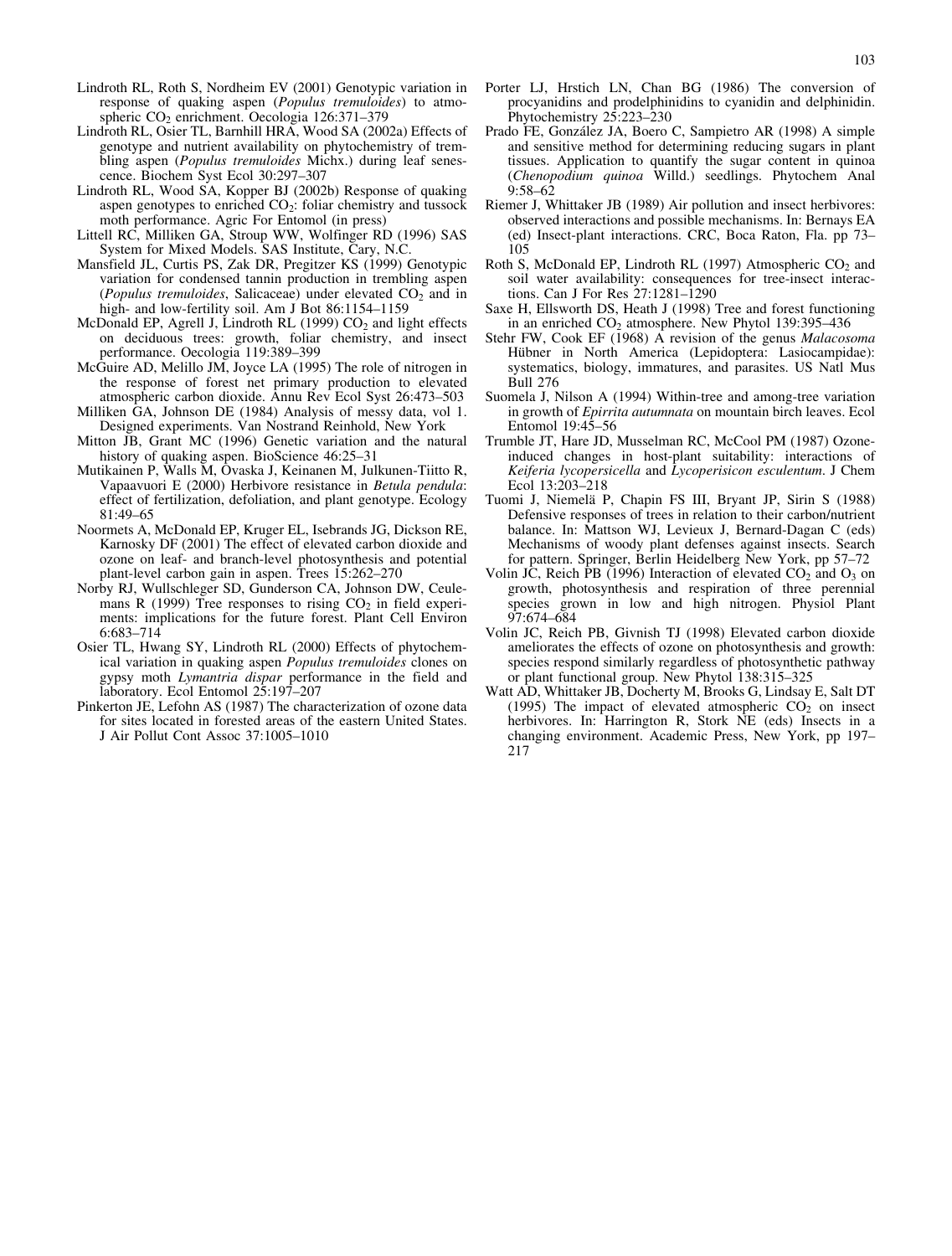Lindroth RL, Roth S, Nordheim EV (2001) Genotypic variation in response of quaking aspen (*Populus tremuloides*) to atmospheric $CO_2$ enrichment. Oecologia 126:371–379

Lindroth RL, Osier TL, Barnhill HRA, Wood SA (2002a) Effects of genotype and nutrient availability on phytochemistry of trembling aspen (*Populus tremuloides* Michx.) during leaf senescence. Biochem Syst Ecol 30:297–307

Lindroth RL, Wood SA, Kopper BJ (2002b) Response of quaking aspen genotypes to enriched $CO_2$: foliar chemistry and tussock moth performance. Agric For Entomol (in press)

Littell RC, Milliken GA, Stroup WW, Wolfinger RD (1996) SAS System for Mixed Models. SAS Institute, Cary, N.C.

Mansfield JL, Curtis PS, Zak DR, Pregitzer KS (1999) Genotypic variation for condensed tannin production in trembling aspen (*Populus tremuloides*, Salicaceae) under elevated $CO_2$ and in high- and low-fertility soil. Am J Bot 86:1154–1159

McDonald EP, Agrell J, Lindroth RL (1999) $CO_2$ and light effects on deciduous trees: growth, foliar chemistry, and insect performance. Oecologia 119:389–399

McGuire AD, Melillo JM, Joyce LA (1995) The role of nitrogen in the response of forest net primary production to elevated atmospheric carbon dioxide. Annu Rev Ecol Syst 26:473–503

Milliken GA, Johnson DE (1984) Analysis of messy data, vol 1. Designed experiments. Van Nostrand Reinhold, New York

Mitton JB, Grant MC (1996) Genetic variation and the natural history of quaking aspen. BioScience 46:25–31

Mutikainen P, Walls M, Ovaska J, Keinanen M, Julkunen-Tiitto R, Vapaavuori E (2000) Herbivore resistance in *Betula pendula*: effect of fertilization, defoliation, and plant genotype. Ecology 81:49–65

Noormets A, McDonald EP, Kruger EL, Isebrands JG, Dickson RE, Karnosky DF (2001) The effect of elevated carbon dioxide and ozone on leaf- and branch-level photosynthesis and potential plant-level carbon gain in aspen. Trees 15:262–270

Norby RJ, Wullschleger SD, Gunderson CA, Johnson DW, Ceulemans R (1999) Tree responses to rising $CO_2$ in field experiments: implications for the future forest. Plant Cell Environ 6:683–714

Osier TL, Hwang SY, Lindroth RL (2000) Effects of phytochemical variation in quaking aspen *Populus tremuloides* clones on gypsy moth *Lymantria dispar* performance in the field and laboratory. Ecol Entomol 25:197–207

Pinkerton JE, Lefohn AS (1987) The characterization of ozone data for sites located in forested areas of the eastern United States. J Air Pollut Cont Assoc 37:1005–1010

Porter LJ, Hrstich LN, Chan BG (1986) The conversion of procyanidins and prodelphinidins to cyanidin and delphinidin. Phytochemistry 25:223–230

Prado FE, González JA, Boero C, Sampietro AR (1998) A simple and sensitive method for determining reducing sugars in plant tissues. Application to quantify the sugar content in quinoa (*Chenopodium quinoa* Willd.) seedlings. Phytochem Anal 9:58–62

Riemer J, Whittaker JB (1989) Air pollution and insect herbivores: observed interactions and possible mechanisms. In: Bernays EA (ed) Insect-plant interactions. CRC, Boca Raton, Fla. pp 73–105

Roth S, McDonald EP, Lindroth RL (1997) Atmospheric $CO_2$ and soil water availability: consequences for tree-insect interactions. Can J For Res 27:1281–1290

Saxe H, Ellsworth DS, Heath J (1998) Tree and forest functioning in an enriched $CO_2$ atmosphere. New Phytol 139:395–436

Stehr FW, Cook EF (1968) A revision of the genus *Malacosoma* Hübner in North America (Lepidoptera: Lasiocampidae): systematics, biology, immatures, and parasites. US Natl Mus Bull 276

Suomela J, Nilson A (1994) Within-tree and among-tree variation in growth of *Epirrita autumnata* on mountain birch leaves. Ecol Entomol 19:45–56

Trumble JT, Hare JD, Musselman RC, McCool PM (1987) Ozone-induced changes in host-plant suitability: interactions of *Keiferia lycopersicella* and *Lycoperisicon esculentum*. J Chem Ecol 13:203–218

Tuomi J, Niemelä P, Chapin FS III, Bryant JP, Sirin S (1988) Defensive responses of trees in relation to their carbon/nutrient balance. In: Mattson WJ, Levieux J, Bernard-Dagan C (eds) Mechanisms of woody plant defenses against insects. Search for pattern. Springer, Berlin Heidelberg New York, pp 57–72

Volin JC, Reich PB (1996) Interaction of elevated $CO_2$ and $O_3$ on growth, photosynthesis and respiration of three perennial species grown in low and high nitrogen. Physiol Plant 97:674–684

Volin JC, Reich PB, Givnish TJ (1998) Elevated carbon dioxide ameliorates the effects of ozone on photosynthesis and growth: species respond similarly regardless of photosynthetic pathway or plant functional group. New Phytol 138:315–325

Watt AD, Whittaker JB, Docherty M, Brooks G, Lindsay E, Salt DT (1995) The impact of elevated atmospheric $CO_2$ on insect herbivores. In: Harrington R, Stork NE (eds) Insects in a changing environment. Academic Press, New York, pp 197–217